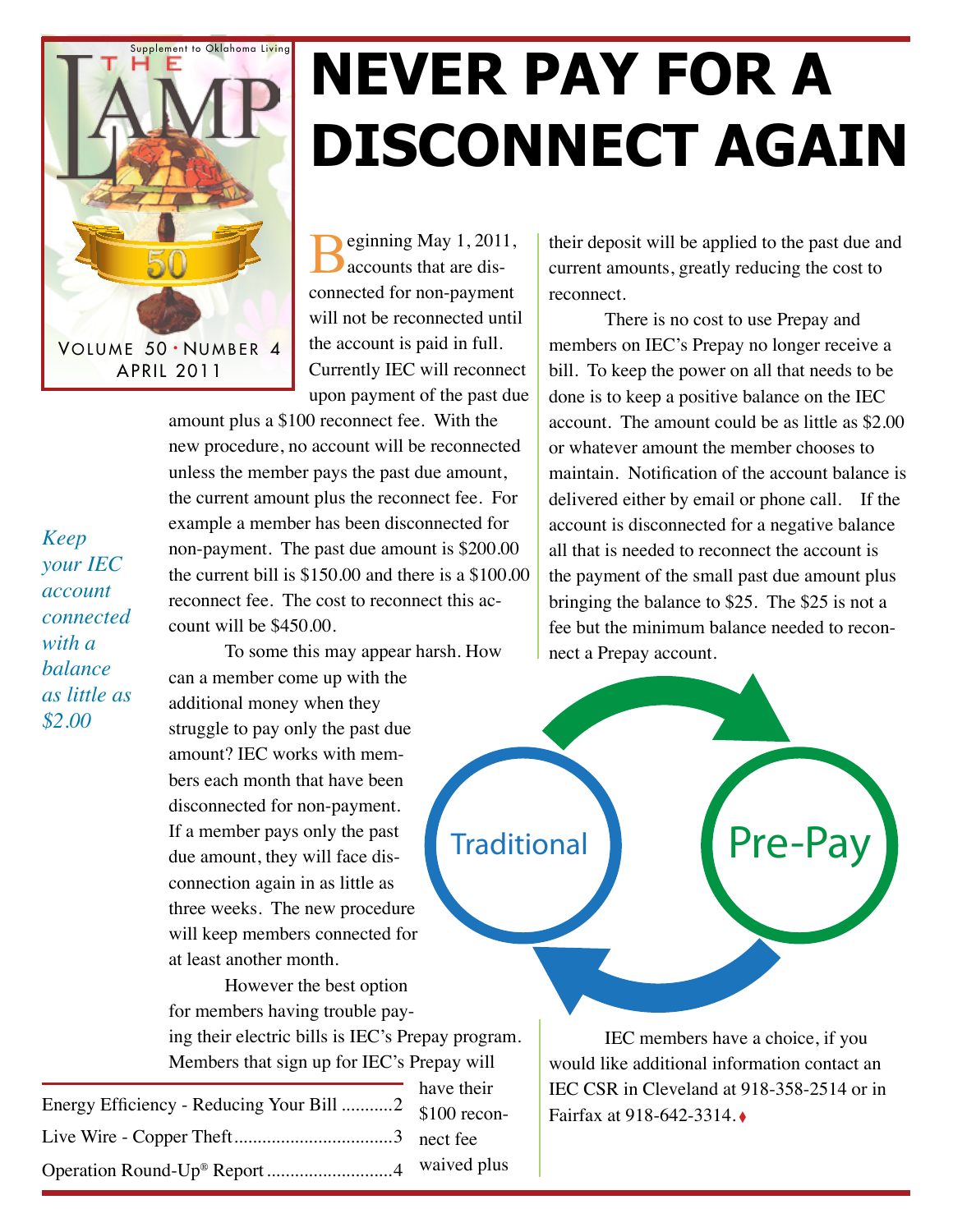# NEVER PAY FOR A DISCONNECT AGAIN

*Keep your IEC account connected with a balance as little as $2.00*

Beginning May 1, 2011, accounts that are disconnected for non-payment will not be reconnected until the account is paid in full. Currently IEC will reconnect upon payment of the past due amount plus a $100 reconnect fee. With the new procedure, no account will be reconnected unless the member pays the past due amount, the current amount plus the reconnect fee. For example a member has been disconnected for non-payment. The past due amount is $200.00 the current bill is $150.00 and there is a $100.00 reconnect fee. The cost to reconnect this account will be $450.00.

To some this may appear harsh. How can a member come up with the additional money when they struggle to pay only the past due amount? IEC works with members each month that have been disconnected for non-payment. If a member pays only the past due amount, they will face disconnection again in as little as three weeks. The new procedure will keep members connected for at least another month.

However the best option for members having trouble paying their electric bills is IEC's Prepay program. Members that sign up for IEC's Prepay will have their $100 reconnect fee waived plus their deposit will be applied to the past due and current amounts, greatly reducing the cost to reconnect.

There is no cost to use Prepay and members on IEC's Prepay no longer receive a bill. To keep the power on all that needs to be done is to keep a positive balance on the IEC account. The amount could be as little as $2.00 or whatever amount the member chooses to maintain. Notification of the account balance is delivered either by email or phone call. If the account is disconnected for a negative balance all that is needed to reconnect the account is the payment of the small past due amount plus bringing the balance to $25. The $25 is not a fee but the minimum balance needed to reconnect a Prepay account.

Traditional ⇄ Pre-Pay

IEC members have a choice, if you would like additional information contact an IEC CSR in Cleveland at 918-358-2514 or in Fairfax at 918-642-3314.

Energy Efficiency - Reducing Your Bill ........... 2
Live Wire - Copper Theft .................................. 3
Operation Round-Up® Report .......................... 4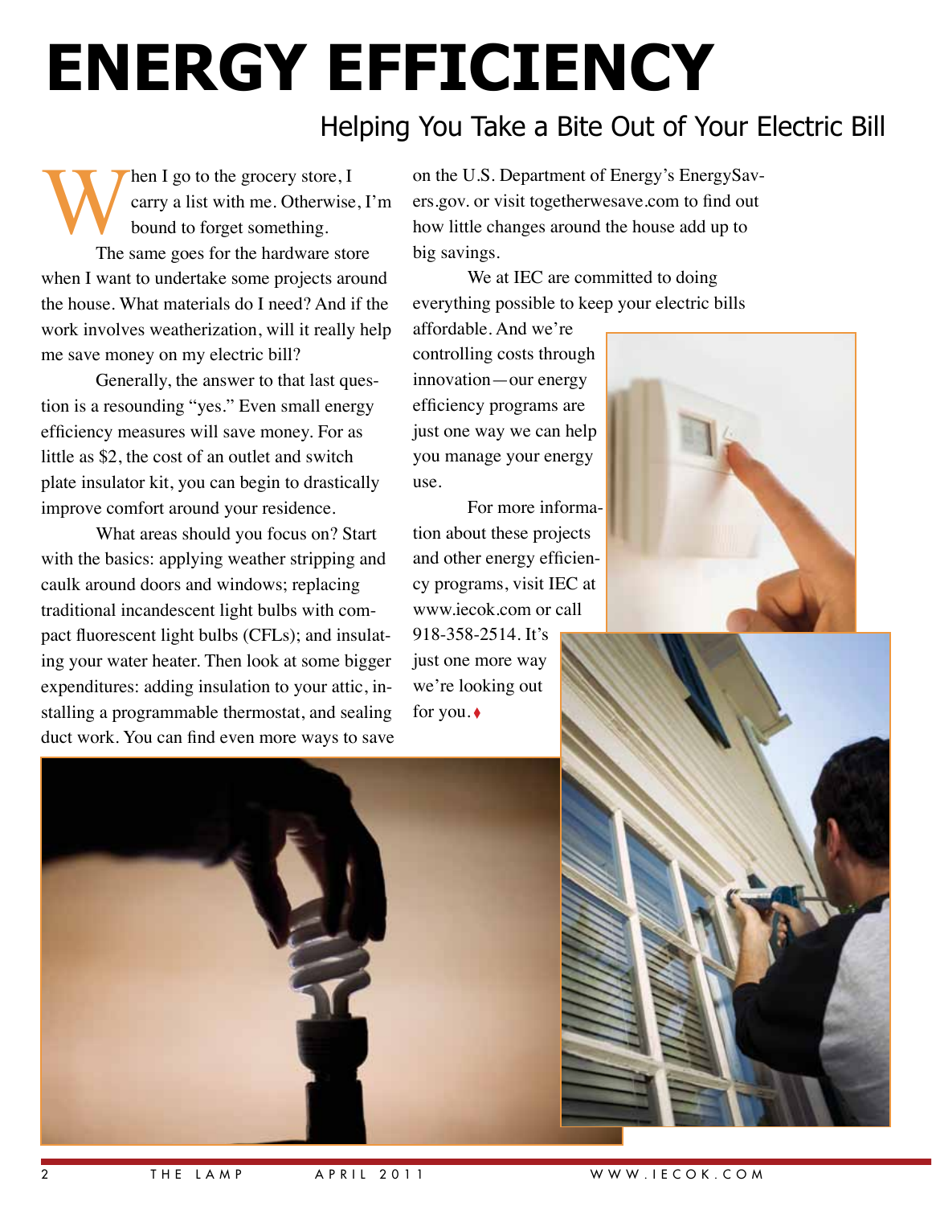# ENERGY EFFICIENCY

## Helping You Take a Bite Out of Your Electric Bill

When I go to the grocery store, I carry a list with me. Otherwise, I'm bound to forget something.

The same goes for the hardware store when I want to undertake some projects around the house. What materials do I need? And if the work involves weatherization, will it really help me save money on my electric bill?

Generally, the answer to that last question is a resounding "yes." Even small energy efficiency measures will save money. For as little as $2, the cost of an outlet and switch plate insulator kit, you can begin to drastically improve comfort around your residence.

What areas should you focus on? Start with the basics: applying weather stripping and caulk around doors and windows; replacing traditional incandescent light bulbs with compact fluorescent light bulbs (CFLs); and insulating your water heater. Then look at some bigger expenditures: adding insulation to your attic, installing a programmable thermostat, and sealing duct work. You can find even more ways to save on the U.S. Department of Energy's EnergySavers.gov. or visit togetherwesave.com to find out how little changes around the house add up to big savings.

We at IEC are committed to doing everything possible to keep your electric bills affordable. And we're controlling costs through innovation—our energy efficiency programs are just one way we can help you manage your energy use.

For more information about these projects and other energy efficiency programs, visit IEC at www.iecok.com or call 918-358-2514. It's just one more way we're looking out for you.♦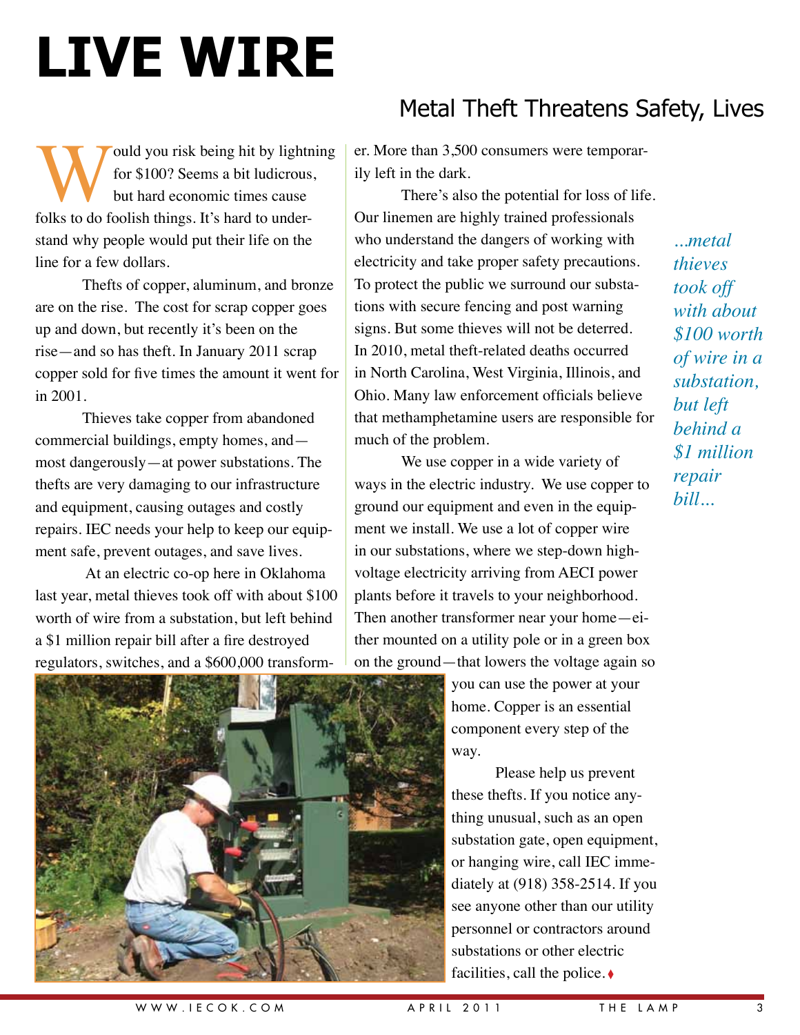# LIVE WIRE

## Metal Theft Threatens Safety, Lives

Would you risk being hit by lightning for $100? Seems a bit ludicrous, but hard economic times cause folks to do foolish things. It's hard to understand why people would put their life on the line for a few dollars.

Thefts of copper, aluminum, and bronze are on the rise. The cost for scrap copper goes up and down, but recently it's been on the rise—and so has theft. In January 2011 scrap copper sold for five times the amount it went for in 2001.

Thieves take copper from abandoned commercial buildings, empty homes, and—most dangerously—at power substations. The thefts are very damaging to our infrastructure and equipment, causing outages and costly repairs. IEC needs your help to keep our equipment safe, prevent outages, and save lives.

At an electric co-op here in Oklahoma last year, metal thieves took off with about $100 worth of wire from a substation, but left behind a $1 million repair bill after a fire destroyed regulators, switches, and a $600,000 transformer. More than 3,500 consumers were temporarily left in the dark.

There's also the potential for loss of life. Our linemen are highly trained professionals who understand the dangers of working with electricity and take proper safety precautions. To protect the public we surround our substations with secure fencing and post warning signs. But some thieves will not be deterred. In 2010, metal theft-related deaths occurred in North Carolina, West Virginia, Illinois, and Ohio. Many law enforcement officials believe that methamphetamine users are responsible for much of the problem.

*...metal thieves took off with about $100 worth of wire in a substation, but left behind a $1 million repair bill...*

We use copper in a wide variety of ways in the electric industry. We use copper to ground our equipment and even in the equipment we install. We use a lot of copper wire in our substations, where we step-down high-voltage electricity arriving from AECI power plants before it travels to your neighborhood. Then another transformer near your home—either mounted on a utility pole or in a green box on the ground—that lowers the voltage again so you can use the power at your home. Copper is an essential component every step of the way.

Please help us prevent these thefts. If you notice anything unusual, such as an open substation gate, open equipment, or hanging wire, call IEC immediately at (918) 358-2514. If you see anyone other than our utility personnel or contractors around substations or other electric facilities, call the police.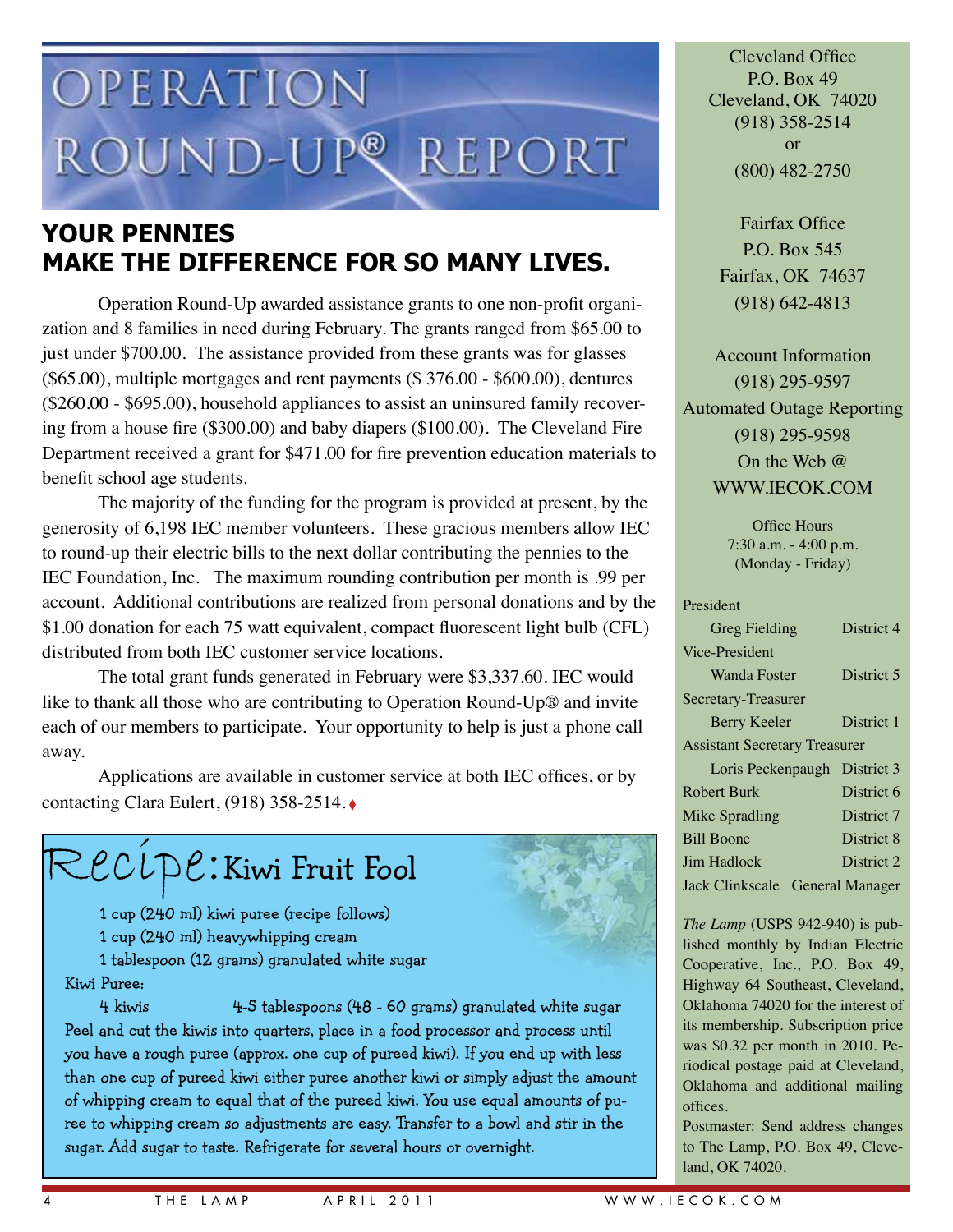# OPERATION ROUND-UP® REPORT

## YOUR PENNIES MAKE THE DIFFERENCE FOR SO MANY LIVES.

Operation Round-Up awarded assistance grants to one non-profit organization and 8 families in need during February. The grants ranged from $65.00 to just under $700.00. The assistance provided from these grants was for glasses ($65.00), multiple mortgages and rent payments ($ 376.00 - $600.00), dentures ($260.00 - $695.00), household appliances to assist an uninsured family recovering from a house fire ($300.00) and baby diapers ($100.00). The Cleveland Fire Department received a grant for $471.00 for fire prevention education materials to benefit school age students.

The majority of the funding for the program is provided at present, by the generosity of 6,198 IEC member volunteers. These gracious members allow IEC to round-up their electric bills to the next dollar contributing the pennies to the IEC Foundation, Inc. The maximum rounding contribution per month is .99 per account. Additional contributions are realized from personal donations and by the $1.00 donation for each 75 watt equivalent, compact fluorescent light bulb (CFL) distributed from both IEC customer service locations.

The total grant funds generated in February were $3,337.60. IEC would like to thank all those who are contributing to Operation Round-Up® and invite each of our members to participate. Your opportunity to help is just a phone call away.

Applications are available in customer service at both IEC offices, or by contacting Clara Eulert, (918) 358-2514.♦

## Recipe: Kiwi Fruit Fool

1 cup (240 ml) kiwi puree (recipe follows)
1 cup (240 ml) heavywhipping cream
1 tablespoon (12 grams) granulated white sugar

Kiwi Puree:

4 kiwis
4-5 tablespoons (48 - 60 grams) granulated white sugar

Peel and cut the kiwis into quarters, place in a food processor and process until you have a rough puree (approx. one cup of pureed kiwi). If you end up with less than one cup of pureed kiwi either puree another kiwi or simply adjust the amount of whipping cream to equal that of the pureed kiwi. You use equal amounts of puree to whipping cream so adjustments are easy. Transfer to a bowl and stir in the sugar. Add sugar to taste. Refrigerate for several hours or overnight.

---

Cleveland Office
P.O. Box 49
Cleveland, OK 74020
(918) 358-2514
or
(800) 482-2750

Fairfax Office
P.O. Box 545
Fairfax, OK 74637
(918) 642-4813

Account Information
(918) 295-9597
Automated Outage Reporting
(918) 295-9598
On the Web @
WWW.IECOK.COM

Office Hours
7:30 a.m. - 4:00 p.m.
(Monday - Friday)

| | |
|---|---|
| President | |
| Greg Fielding | District 4 |
| Vice-President | |
| Wanda Foster | District 5 |
| Secretary-Treasurer | |
| Berry Keeler | District 1 |
| Assistant Secretary Treasurer | |
| Loris Peckenpaugh | District 3 |
| Robert Burk | District 6 |
| Mike Spradling | District 7 |
| Bill Boone | District 8 |
| Jim Hadlock | District 2 |
| Jack Clinkscale | General Manager |

*The Lamp* (USPS 942-940) is published monthly by Indian Electric Cooperative, Inc., P.O. Box 49, Highway 64 Southeast, Cleveland, Oklahoma 74020 for the interest of its membership. Subscription price was $0.32 per month in 2010. Periodical postage paid at Cleveland, Oklahoma and additional mailing offices.

Postmaster: Send address changes to The Lamp, P.O. Box 49, Cleveland, OK 74020.